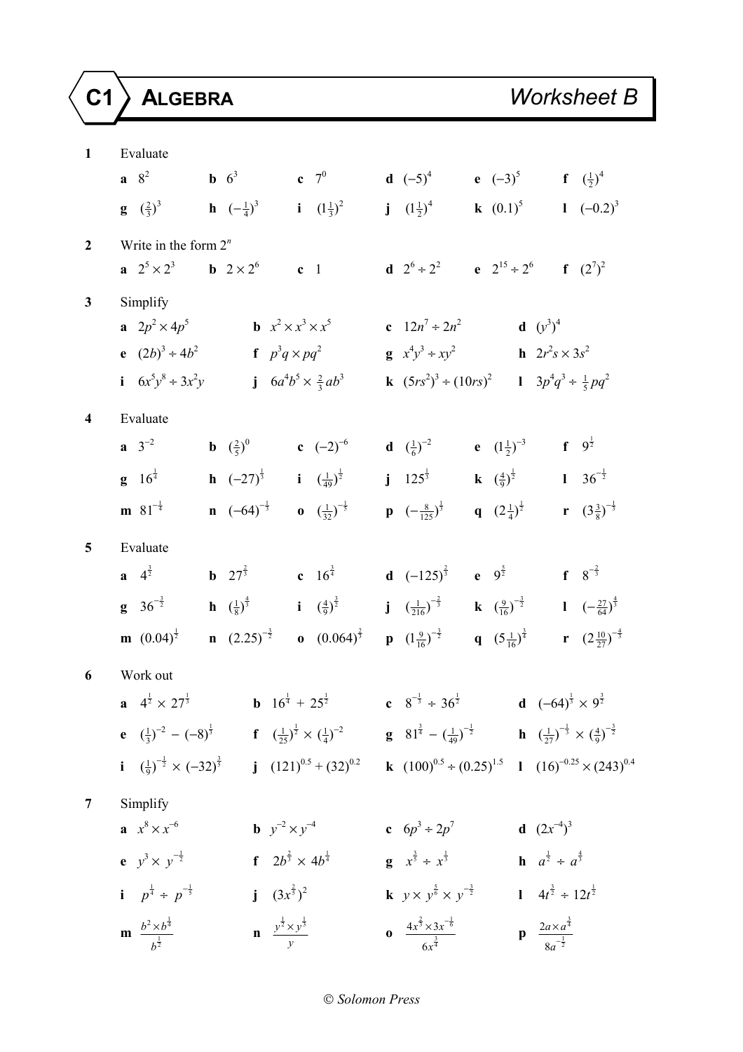# C1 ALGEBRA Worksheet B

**1** Evaluate

**a** $8^2$ **b** $6^3$ **c** $7^0$ **d** $(-5)^4$ **e** $(-3)^5$ **f** $(\frac{1}{2})^4$

**g** $(\frac{2}{3})^3$ **h** $(-\frac{1}{4})^3$ **i** $(1\frac{1}{3})^2$ **j** $(1\frac{1}{2})^4$ **k** $(0.1)^5$ **l** $(-0.2)^3$

**2** Write in the form $2^n$

**a** $2^5 \times 2^3$ **b** $2 \times 2^6$ **c** $1$ **d** $2^6 \div 2^2$ **e** $2^{15} \div 2^6$ **f** $(2^7)^2$

**3** Simplify

**a** $2p^2 \times 4p^5$ **b** $x^2 \times x^3 \times x^5$ **c** $12n^7 \div 2n^2$ **d** $(y^3)^4$

**e** $(2b)^3 \div 4b^2$ **f** $p^3q \times pq^2$ **g** $x^4y^3 \div xy^2$ **h** $2r^2s \times 3s^2$

**i** $6x^5y^8 \div 3x^2y$ **j** $6a^4b^5 \times \frac{2}{3}ab^3$ **k** $(5rs^2)^3 \div (10rs)^2$ **l** $3p^4q^3 \div \frac{1}{5}pq^2$

**4** Evaluate

**a** $3^{-2}$ **b** $(\frac{2}{5})^0$ **c** $(-2)^{-6}$ **d** $(\frac{1}{6})^{-2}$ **e** $(1\frac{1}{2})^{-3}$ **f** $9^{\frac{1}{2}}$

**g** $16^{\frac{1}{4}}$ **h** $(-27)^{\frac{1}{3}}$ **i** $(\frac{1}{49})^{\frac{1}{2}}$ **j** $125^{\frac{1}{3}}$ **k** $(\frac{4}{9})^{\frac{1}{2}}$ **l** $36^{-\frac{1}{2}}$

**m** $81^{-\frac{1}{4}}$ **n** $(-64)^{-\frac{1}{3}}$ **o** $(\frac{1}{32})^{-\frac{1}{5}}$ **p** $(-\frac{8}{125})^{\frac{1}{3}}$ **q** $(2\frac{1}{4})^{\frac{1}{2}}$ **r** $(3\frac{3}{8})^{-\frac{1}{3}}$

**5** Evaluate

**a** $4^{\frac{3}{2}}$ **b** $27^{\frac{2}{3}}$ **c** $16^{\frac{3}{4}}$ **d** $(-125)^{\frac{2}{3}}$ **e** $9^{\frac{5}{2}}$ **f** $8^{-\frac{2}{3}}$

**g** $36^{-\frac{3}{2}}$ **h** $(\frac{1}{8})^{\frac{4}{3}}$ **i** $(\frac{4}{9})^{\frac{3}{2}}$ **j** $(\frac{1}{216})^{-\frac{2}{3}}$ **k** $(\frac{9}{16})^{-\frac{3}{2}}$ **l** $(-\frac{27}{64})^{\frac{4}{3}}$

**m** $(0.04)^{\frac{1}{2}}$ **n** $(2.25)^{-\frac{3}{2}}$ **o** $(0.064)^{\frac{2}{3}}$ **p** $(1\frac{9}{16})^{-\frac{3}{2}}$ **q** $(5\frac{1}{16})^{\frac{3}{4}}$ **r** $(2\frac{10}{27})^{-\frac{4}{3}}$

**6** Work out

**a** $4^{\frac{1}{2}} \times 27^{\frac{1}{3}}$ **b** $16^{\frac{1}{4}} + 25^{\frac{1}{2}}$ **c** $8^{-\frac{1}{3}} \div 36^{\frac{1}{2}}$ **d** $(-64)^{\frac{1}{3}} \times 9^{\frac{3}{2}}$

**e** $(\frac{1}{3})^{-2} - (-8)^{\frac{1}{3}}$ **f** $(\frac{1}{25})^{\frac{1}{2}} \times (\frac{1}{4})^{-2}$ **g** $81^{\frac{3}{4}} - (\frac{1}{49})^{-\frac{1}{2}}$ **h** $(\frac{1}{27})^{-\frac{1}{3}} \times (\frac{4}{9})^{-\frac{3}{2}}$

**i** $(\frac{1}{9})^{-\frac{1}{2}} \times (-32)^{\frac{3}{5}}$ **j** $(121)^{0.5} + (32)^{0.2}$ **k** $(100)^{0.5} \div (0.25)^{1.5}$ **l** $(16)^{-0.25} \times (243)^{0.4}$

**7** Simplify

**a** $x^8 \times x^{-6}$ **b** $y^{-2} \times y^{-4}$ **c** $6p^3 \div 2p^7$ **d** $(2x^{-4})^3$

**e** $y^3 \times y^{-\frac{1}{2}}$ **f** $2b^{\frac{2}{3}} \times 4b^{\frac{1}{4}}$ **g** $x^{\frac{3}{5}} \div x^{\frac{1}{3}}$ **h** $a^{\frac{1}{2}} \div a^{\frac{4}{3}}$

**i** $p^{\frac{1}{4}} \div p^{-\frac{1}{5}}$ **j** $(3x^{\frac{2}{5}})^2$ **k** $y \times y^{\frac{5}{6}} \times y^{-\frac{3}{2}}$ **l** $4t^{\frac{3}{2}} \div 12t^{\frac{1}{2}}$

**m** $\dfrac{b^2 \times b^{\frac{1}{4}}}{b^{\frac{1}{2}}}$ **n** $\dfrac{y^{\frac{1}{2}} \times y^{\frac{1}{3}}}{y}$ **o** $\dfrac{4x^{\frac{2}{3}} \times 3x^{-\frac{1}{6}}}{6x^{\frac{3}{4}}}$ **p** $\dfrac{2a \times a^{\frac{3}{4}}}{8a^{-\frac{1}{2}}}$

© Solomon Press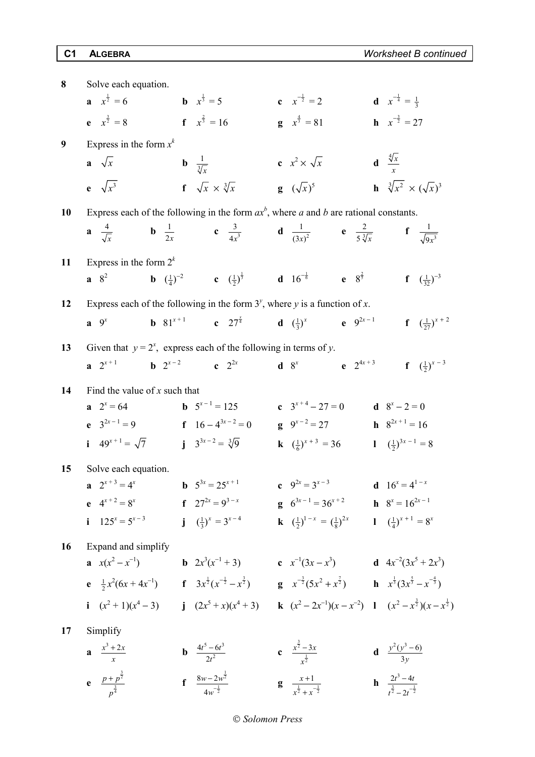**8** Solve each equation.

**a** $x^{\frac{1}{2}} = 6$ **b** $x^{\frac{1}{3}} = 5$ **c** $x^{-\frac{1}{2}} = 2$ **d** $x^{-\frac{1}{4}} = \frac{1}{3}$

**e** $x^{\frac{3}{2}} = 8$ **f** $x^{\frac{2}{3}} = 16$ **g** $x^{\frac{4}{3}} = 81$ **h** $x^{-\frac{3}{2}} = 27$

**9** Express in the form $x^k$

**a** $\sqrt{x}$ **b** $\frac{1}{\sqrt[3]{x}}$ **c** $x^2 \times \sqrt{x}$ **d** $\frac{\sqrt[4]{x}}{x}$

**e** $\sqrt{x^3}$ **f** $\sqrt{x} \times \sqrt[3]{x}$ **g** $(\sqrt{x})^5$ **h** $\sqrt[3]{x^2} \times (\sqrt{x})^3$

**10** Express each of the following in the form $ax^b$, where $a$ and $b$ are rational constants.

**a** $\frac{4}{\sqrt{x}}$ **b** $\frac{1}{2x}$ **c** $\frac{3}{4x^3}$ **d** $\frac{1}{(3x)^2}$ **e** $\frac{2}{5\sqrt[3]{x}}$ **f** $\frac{1}{\sqrt{9x^3}}$

**11** Express in the form $2^k$

**a** $8^2$ **b** $(\frac{1}{4})^{-2}$ **c** $(\frac{1}{2})^{\frac{1}{3}}$ **d** $16^{-\frac{1}{6}}$ **e** $8^{\frac{2}{5}}$ **f** $(\frac{1}{32})^{-3}$

**12** Express each of the following in the form $3^y$, where $y$ is a function of $x$.

**a** $9^x$ **b** $81^{x+1}$ **c** $27^{\frac{x}{4}}$ **d** $(\frac{1}{3})^x$ **e** $9^{2x-1}$ **f** $(\frac{1}{27})^{x+2}$

**13** Given that $y = 2^x$, express each of the following in terms of $y$.

**a** $2^{x+1}$ **b** $2^{x-2}$ **c** $2^{2x}$ **d** $8^x$ **e** $2^{4x+3}$ **f** $(\frac{1}{2})^{x-3}$

**14** Find the value of $x$ such that

**a** $2^x = 64$ **b** $5^{x-1} = 125$ **c** $3^{x+4} - 27 = 0$ **d** $8^x - 2 = 0$

**e** $3^{2x-1} = 9$ **f** $16 - 4^{3x-2} = 0$ **g** $9^{x-2} = 27$ **h** $8^{2x+1} = 16$

**i** $49^{x+1} = \sqrt{7}$ **j** $3^{3x-2} = \sqrt[3]{9}$ **k** $(\frac{1}{6})^{x+3} = 36$ **l** $(\frac{1}{2})^{3x-1} = 8$

**15** Solve each equation.

**a** $2^{x+3} = 4^x$ **b** $5^{3x} = 25^{x+1}$ **c** $9^{2x} = 3^{x-3}$ **d** $16^x = 4^{1-x}$

**e** $4^{x+2} = 8^x$ **f** $27^{2x} = 9^{3-x}$ **g** $6^{3x-1} = 36^{x+2}$ **h** $8^x = 16^{2x-1}$

**i** $125^x = 5^{x-3}$ **j** $(\frac{1}{3})^x = 3^{x-4}$ **k** $(\frac{1}{2})^{1-x} = (\frac{1}{8})^{2x}$ **l** $(\frac{1}{4})^{x+1} = 8^x$

**16** Expand and simplify

**a** $x(x^2 - x^{-1})$ **b** $2x^3(x^{-1} + 3)$ **c** $x^{-1}(3x - x^3)$ **d** $4x^{-2}(3x^5 + 2x^3)$

**e** $\frac{1}{2}x^2(6x + 4x^{-1})$ **f** $3x^{\frac{1}{2}}(x^{-\frac{1}{2}} - x^{\frac{3}{2}})$ **g** $x^{-\frac{3}{2}}(5x^2 + x^{\frac{7}{2}})$ **h** $x^{\frac{1}{3}}(3x^{\frac{5}{3}} - x^{-\frac{4}{3}})$

**i** $(x^2 + 1)(x^4 - 3)$ **j** $(2x^5 + x)(x^4 + 3)$ **k** $(x^2 - 2x^{-1})(x - x^{-2})$ **l** $(x^2 - x^{\frac{3}{2}})(x - x^{\frac{1}{2}})$

**17** Simplify

**a** $\frac{x^3 + 2x}{x}$ **b** $\frac{4t^5 - 6t^3}{2t^2}$ **c** $\frac{x^{\frac{3}{2}} - 3x}{x^{\frac{1}{2}}}$ **d** $\frac{y^2(y^3 - 6)}{3y}$

**e** $\frac{p + p^{\frac{3}{2}}}{p^{\frac{3}{4}}}$ **f** $\frac{8w - 2w^{\frac{1}{2}}}{4w^{-\frac{1}{2}}}$ **g** $\frac{x + 1}{x^{\frac{1}{2}} + x^{-\frac{1}{2}}}$ **h** $\frac{2t^3 - 4t}{t^{\frac{3}{2}} - 2t^{-\frac{1}{2}}}$